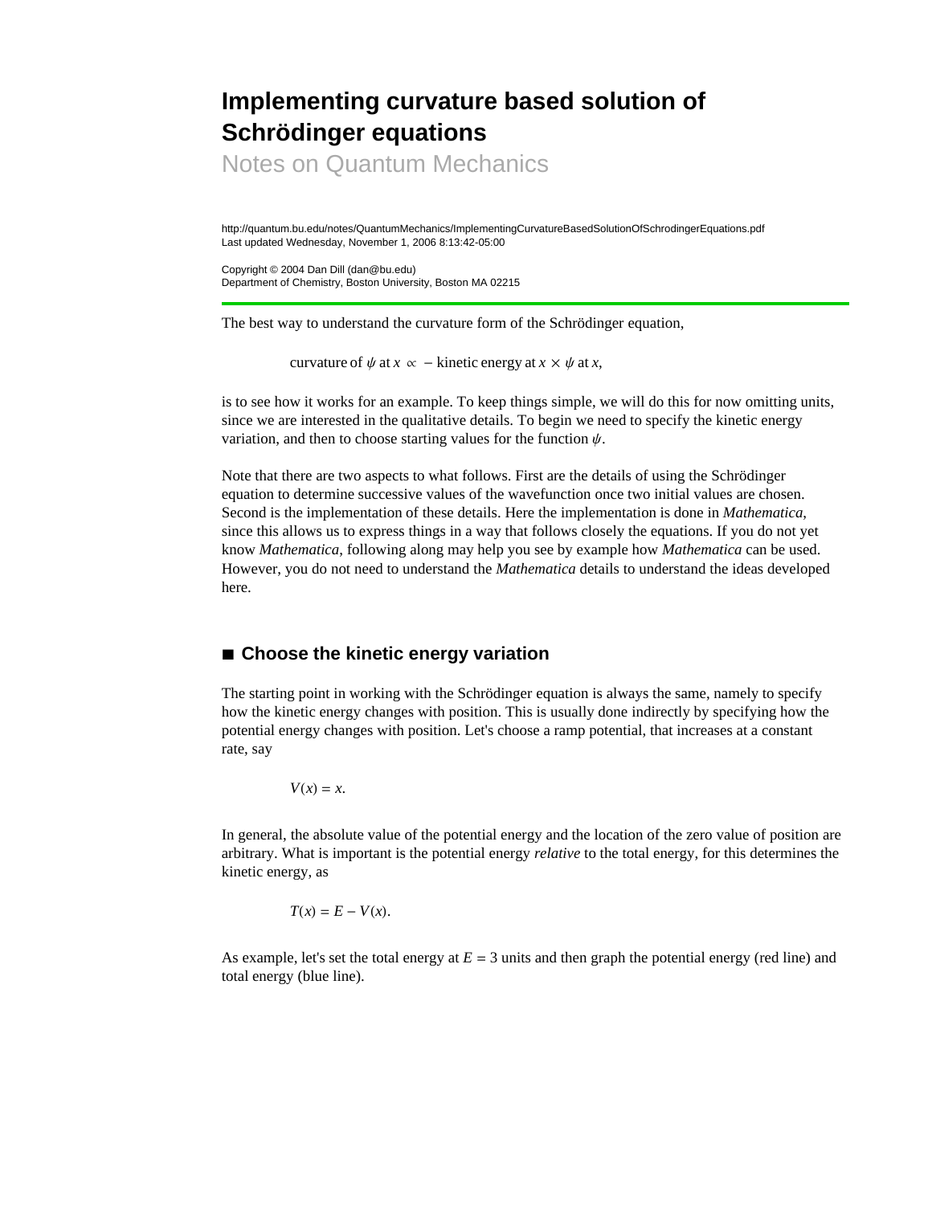# Implementing curvature based solution of Schrödinger equations

## Notes on Quantum Mechanics

http://quantum.bu.edu/notes/QuantumMechanics/ImplementingCurvatureBasedSolutionOfSchrodingerEquations.pdf
Last updated Wednesday, November 1, 2006 8:13:42-05:00

Copyright © 2004 Dan Dill (dan@bu.edu)
Department of Chemistry, Boston University, Boston MA 02215

---

The best way to understand the curvature form of the Schrödinger equation,

$$\text{curvature of } \psi \text{ at } x \propto -\text{kinetic energy at } x \times \psi \text{ at } x,$$

is to see how it works for an example. To keep things simple, we will do this for now omitting units, since we are interested in the qualitative details. To begin we need to specify the kinetic energy variation, and then to choose starting values for the function $\psi$.

Note that there are two aspects to what follows. First are the details of using the Schrödinger equation to determine successive values of the wavefunction once two initial values are chosen. Second is the implementation of these details. Here the implementation is done in *Mathematica*, since this allows us to express things in a way that follows closely the equations. If you do not yet know *Mathematica*, following along may help you see by example how *Mathematica* can be used. However, you do not need to understand the *Mathematica* details to understand the ideas developed here.

## ■ Choose the kinetic energy variation

The starting point in working with the Schrödinger equation is always the same, namely to specify how the kinetic energy changes with position. This is usually done indirectly by specifying how the potential energy changes with position. Let's choose a ramp potential, that increases at a constant rate, say

$$V(x) = x.$$

In general, the absolute value of the potential energy and the location of the zero value of position are arbitrary. What is important is the potential energy *relative* to the total energy, for this determines the kinetic energy, as

$$T(x) = E - V(x).$$

As example, let's set the total energy at $E = 3$ units and then graph the potential energy (red line) and total energy (blue line).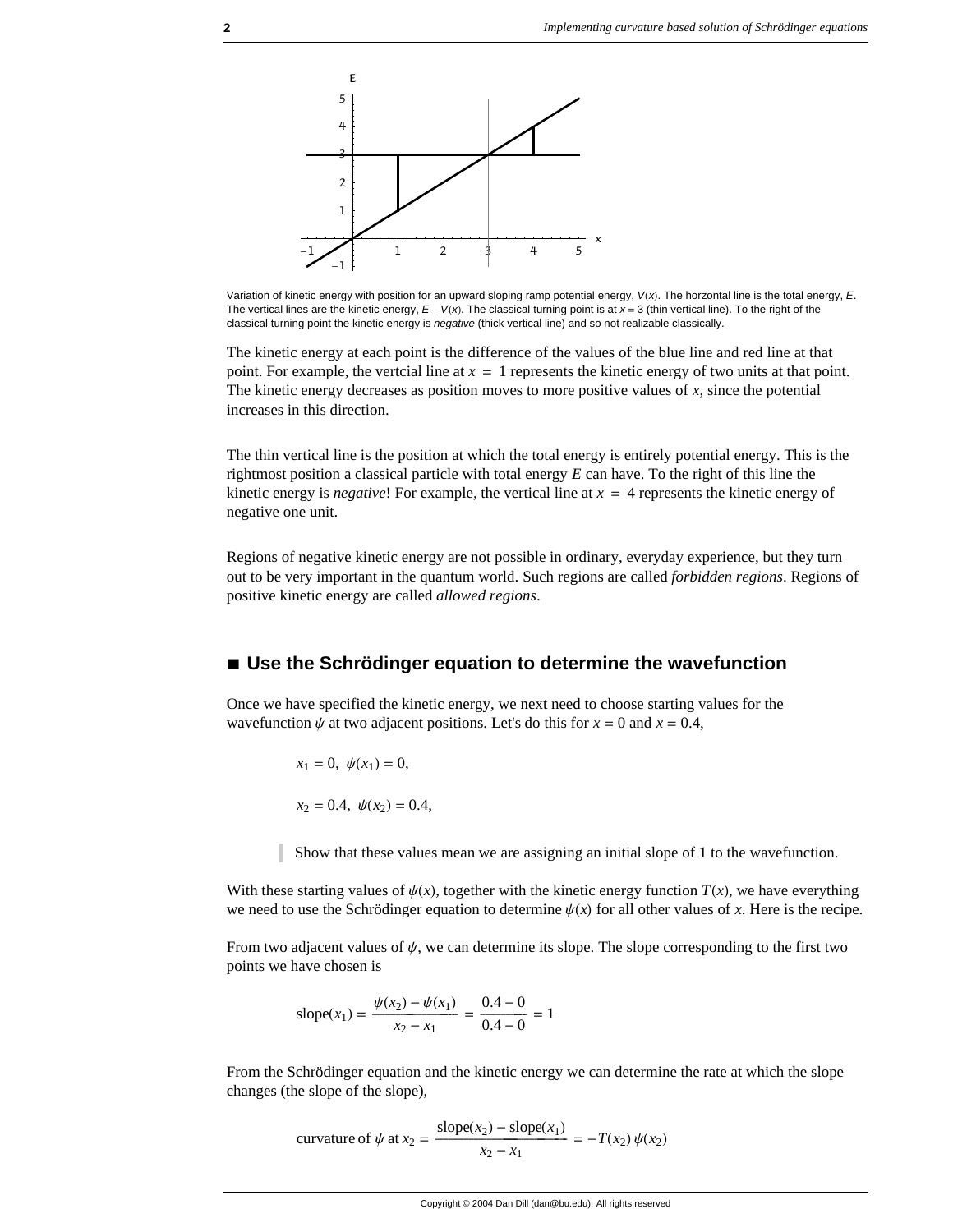Variation of kinetic energy with position for an upward sloping ramp potential energy, $V(x)$. The horzontal line is the total energy, $E$. The vertical lines are the kinetic energy, $E - V(x)$. The classical turning point is at $x = 3$ (thin vertical line). To the right of the classical turning point the kinetic energy is *negative* (thick vertical line) and so not realizable classically.

The kinetic energy at each point is the difference of the values of the blue line and red line at that point. For example, the vertcial line at $x = 1$ represents the kinetic energy of two units at that point. The kinetic energy decreases as position moves to more positive values of $x$, since the potential increases in this direction.

The thin vertical line is the position at which the total energy is entirely potential energy. This is the rightmost position a classical particle with total energy $E$ can have. To the right of this line the kinetic energy is *negative*! For example, the vertical line at $x = 4$ represents the kinetic energy of negative one unit.

Regions of negative kinetic energy are not possible in ordinary, everyday experience, but they turn out to be very important in the quantum world. Such regions are called *forbidden regions*. Regions of positive kinetic energy are called *allowed regions*.

## ■ Use the Schrödinger equation to determine the wavefunction

Once we have specified the kinetic energy, we next need to choose starting values for the wavefunction $\psi$ at two adjacent positions. Let's do this for $x = 0$ and $x = 0.4$,

$$x_1 = 0, \;\; \psi(x_1) = 0,$$

$$x_2 = 0.4, \;\; \psi(x_2) = 0.4,$$

> Show that these values mean we are assigning an initial slope of 1 to the wavefunction.

With these starting values of $\psi(x)$, together with the kinetic energy function $T(x)$, we have everything we need to use the Schrödinger equation to determine $\psi(x)$ for all other values of $x$. Here is the recipe.

From two adjacent values of $\psi$, we can determine its slope. The slope corresponding to the first two points we have chosen is

$$\text{slope}(x_1) = \frac{\psi(x_2) - \psi(x_1)}{x_2 - x_1} = \frac{0.4 - 0}{0.4 - 0} = 1$$

From the Schrödinger equation and the kinetic energy we can determine the rate at which the slope changes (the slope of the slope),

$$\text{curvature of } \psi \text{ at } x_2 = \frac{\text{slope}(x_2) - \text{slope}(x_1)}{x_2 - x_1} = -T(x_2)\,\psi(x_2)$$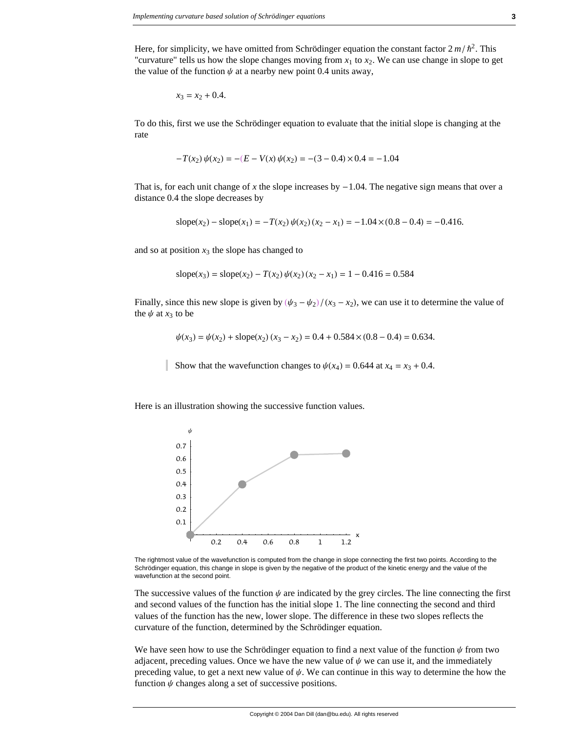Here, for simplicity, we have omitted from Schrödinger equation the constant factor $2\,m/\hbar^2$. This "curvature" tells us how the slope changes moving from $x_1$ to $x_2$. We can use change in slope to get the value of the function $\psi$ at a nearby new point 0.4 units away,

$$x_3 = x_2 + 0.4.$$

To do this, first we use the Schrödinger equation to evaluate that the initial slope is changing at the rate

$$-T(x_2)\,\psi(x_2) = -(E - V(x)\,\psi(x_2) = -(3 - 0.4) \times 0.4 = -1.04$$

That is, for each unit change of $x$ the slope increases by $-1.04$. The negative sign means that over a distance 0.4 the slope decreases by

$$\text{slope}(x_2) - \text{slope}(x_1) = -T(x_2)\,\psi(x_2)\,(x_2 - x_1) = -1.04 \times (0.8 - 0.4) = -0.416.$$

and so at position $x_3$ the slope has changed to

$$\text{slope}(x_3) = \text{slope}(x_2) - T(x_2)\,\psi(x_2)\,(x_2 - x_1) = 1 - 0.416 = 0.584$$

Finally, since this new slope is given by $(\psi_3 - \psi_2)/(x_3 - x_2)$, we can use it to determine the value of the $\psi$ at $x_3$ to be

$$\psi(x_3) = \psi(x_2) + \text{slope}(x_2)\,(x_3 - x_2) = 0.4 + 0.584 \times (0.8 - 0.4) = 0.634.$$

> Show that the wavefunction changes to $\psi(x_4) = 0.644$ at $x_4 = x_3 + 0.4$.

Here is an illustration showing the successive function values.

The rightmost value of the wavefunction is computed from the change in slope connecting the first two points. According to the Schrödinger equation, this change in slope is given by the negative of the product of the kinetic energy and the value of the wavefunction at the second point.

The successive values of the function $\psi$ are indicated by the grey circles. The line connecting the first and second values of the function has the initial slope 1. The line connecting the second and third values of the function has the new, lower slope. The difference in these two slopes reflects the curvature of the function, determined by the Schrödinger equation.

We have seen how to use the Schrödinger equation to find a next value of the function $\psi$ from two adjacent, preceding values. Once we have the new value of $\psi$ we can use it, and the immediately preceding value, to get a next new value of $\psi$. We can continue in this way to determine the how the function $\psi$ changes along a set of successive positions.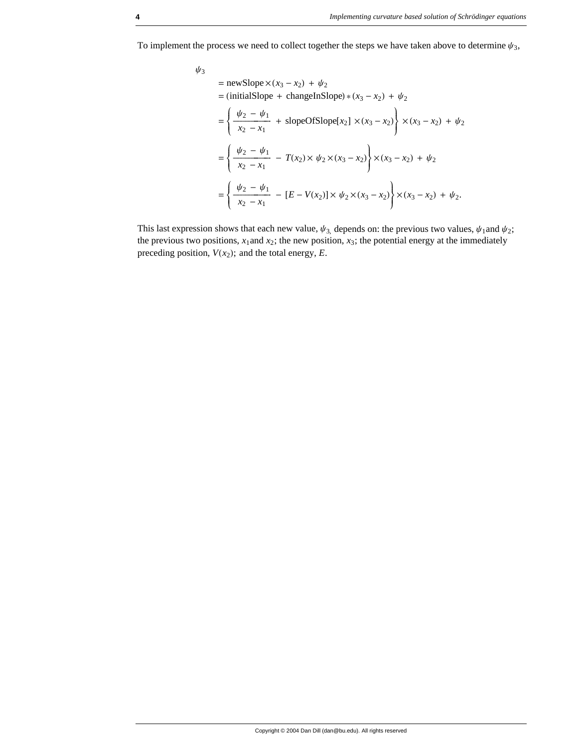To implement the process we need to collect together the steps we have taken above to determine $\psi_3$,

$$
\begin{aligned}
\psi_3 \\
&= \text{newSlope} \times (x_3 - x_2) + \psi_2 \\
&= (\text{initialSlope} + \text{changeInSlope}) * (x_3 - x_2) + \psi_2 \\
&= \left\{ \frac{\psi_2 - \psi_1}{x_2 - x_1} + \text{slopeOfSlope}[x_2] \times (x_3 - x_2) \right\} \times (x_3 - x_2) + \psi_2 \\
&= \left\{ \frac{\psi_2 - \psi_1}{x_2 - x_1} - T(x_2) \times \psi_2 \times (x_3 - x_2) \right\} \times (x_3 - x_2) + \psi_2 \\
&= \left\{ \frac{\psi_2 - \psi_1}{x_2 - x_1} - [E - V(x_2)] \times \psi_2 \times (x_3 - x_2) \right\} \times (x_3 - x_2) + \psi_2.
\end{aligned}
$$

This last expression shows that each new value, $\psi_3$, depends on: the previous two values, $\psi_1$ and $\psi_2$; the previous two positions, $x_1$ and $x_2$; the new position, $x_3$; the potential energy at the immediately preceding position, $V(x_2)$; and the total energy, $E$.